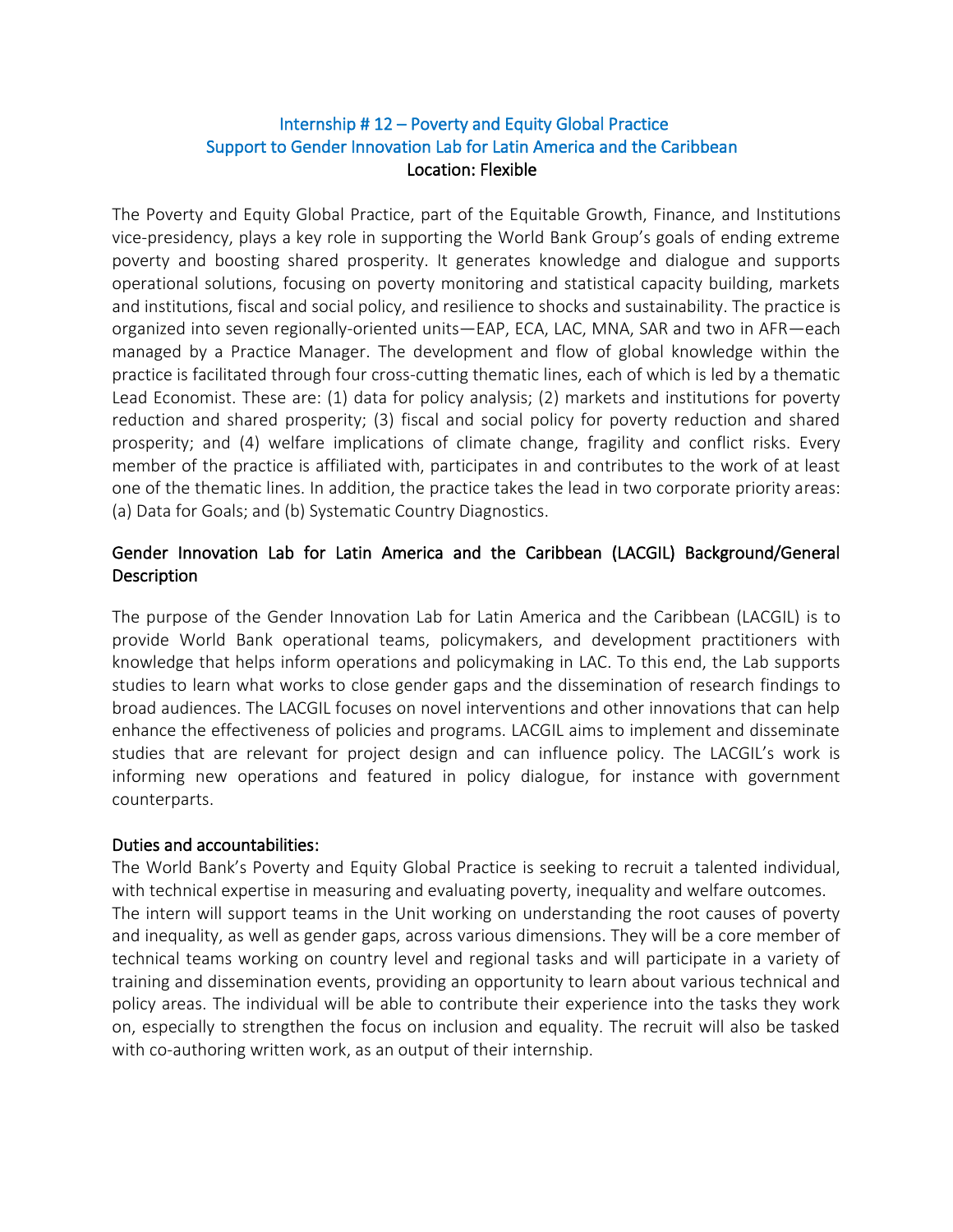# Internship # 12 – Poverty and Equity Global Practice
# Support to Gender Innovation Lab for Latin America and the Caribbean
**Location: Flexible**

The Poverty and Equity Global Practice, part of the Equitable Growth, Finance, and Institutions vice-presidency, plays a key role in supporting the World Bank Group's goals of ending extreme poverty and boosting shared prosperity. It generates knowledge and dialogue and supports operational solutions, focusing on poverty monitoring and statistical capacity building, markets and institutions, fiscal and social policy, and resilience to shocks and sustainability. The practice is organized into seven regionally-oriented units—EAP, ECA, LAC, MNA, SAR and two in AFR—each managed by a Practice Manager. The development and flow of global knowledge within the practice is facilitated through four cross-cutting thematic lines, each of which is led by a thematic Lead Economist. These are: (1) data for policy analysis; (2) markets and institutions for poverty reduction and shared prosperity; (3) fiscal and social policy for poverty reduction and shared prosperity; and (4) welfare implications of climate change, fragility and conflict risks. Every member of the practice is affiliated with, participates in and contributes to the work of at least one of the thematic lines. In addition, the practice takes the lead in two corporate priority areas: (a) Data for Goals; and (b) Systematic Country Diagnostics.

## Gender Innovation Lab for Latin America and the Caribbean (LACGIL) Background/General Description

The purpose of the Gender Innovation Lab for Latin America and the Caribbean (LACGIL) is to provide World Bank operational teams, policymakers, and development practitioners with knowledge that helps inform operations and policymaking in LAC. To this end, the Lab supports studies to learn what works to close gender gaps and the dissemination of research findings to broad audiences. The LACGIL focuses on novel interventions and other innovations that can help enhance the effectiveness of policies and programs. LACGIL aims to implement and disseminate studies that are relevant for project design and can influence policy. The LACGIL's work is informing new operations and featured in policy dialogue, for instance with government counterparts.

## Duties and accountabilities:

The World Bank's Poverty and Equity Global Practice is seeking to recruit a talented individual, with technical expertise in measuring and evaluating poverty, inequality and welfare outcomes. The intern will support teams in the Unit working on understanding the root causes of poverty and inequality, as well as gender gaps, across various dimensions. They will be a core member of technical teams working on country level and regional tasks and will participate in a variety of training and dissemination events, providing an opportunity to learn about various technical and policy areas. The individual will be able to contribute their experience into the tasks they work on, especially to strengthen the focus on inclusion and equality. The recruit will also be tasked with co-authoring written work, as an output of their internship.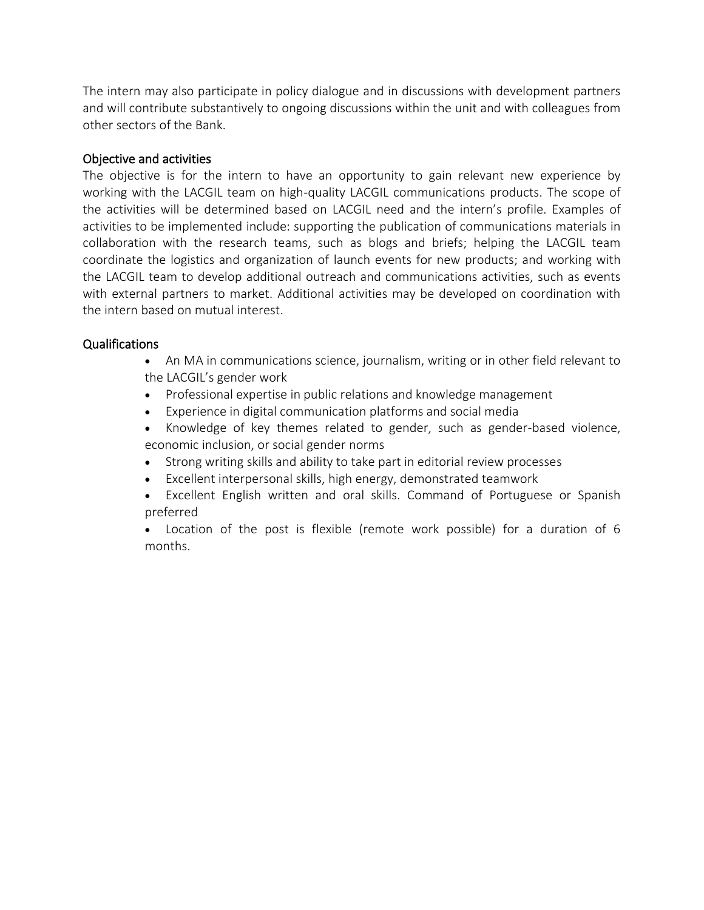The intern may also participate in policy dialogue and in discussions with development partners and will contribute substantively to ongoing discussions within the unit and with colleagues from other sectors of the Bank.

## Objective and activities

The objective is for the intern to have an opportunity to gain relevant new experience by working with the LACGIL team on high-quality LACGIL communications products. The scope of the activities will be determined based on LACGIL need and the intern's profile. Examples of activities to be implemented include: supporting the publication of communications materials in collaboration with the research teams, such as blogs and briefs; helping the LACGIL team coordinate the logistics and organization of launch events for new products; and working with the LACGIL team to develop additional outreach and communications activities, such as events with external partners to market. Additional activities may be developed on coordination with the intern based on mutual interest.

## Qualifications

- An MA in communications science, journalism, writing or in other field relevant to the LACGIL's gender work
- Professional expertise in public relations and knowledge management
- Experience in digital communication platforms and social media
- Knowledge of key themes related to gender, such as gender-based violence, economic inclusion, or social gender norms
- Strong writing skills and ability to take part in editorial review processes
- Excellent interpersonal skills, high energy, demonstrated teamwork
- Excellent English written and oral skills. Command of Portuguese or Spanish preferred
- Location of the post is flexible (remote work possible) for a duration of 6 months.